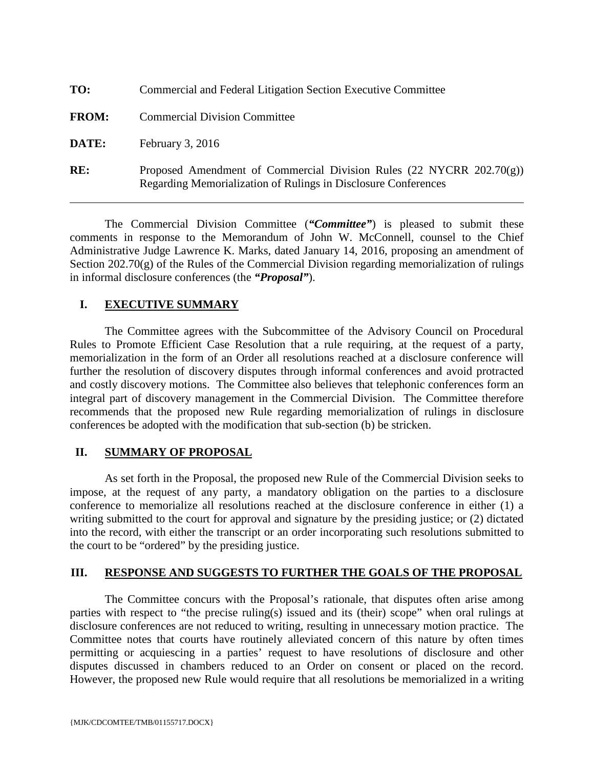**TO:** Commercial and Federal Litigation Section Executive Committee

**FROM:** Commercial Division Committee

**DATE:** February 3, 2016

**RE:** Proposed Amendment of Commercial Division Rules (22 NYCRR 202.70(g)) Regarding Memorialization of Rulings in Disclosure Conferences

---

The Commercial Division Committee (***"Committee"***) is pleased to submit these comments in response to the Memorandum of John W. McConnell, counsel to the Chief Administrative Judge Lawrence K. Marks, dated January 14, 2016, proposing an amendment of Section 202.70(g) of the Rules of the Commercial Division regarding memorialization of rulings in informal disclosure conferences (the ***"Proposal"***).

## I. EXECUTIVE SUMMARY

The Committee agrees with the Subcommittee of the Advisory Council on Procedural Rules to Promote Efficient Case Resolution that a rule requiring, at the request of a party, memorialization in the form of an Order all resolutions reached at a disclosure conference will further the resolution of discovery disputes through informal conferences and avoid protracted and costly discovery motions. The Committee also believes that telephonic conferences form an integral part of discovery management in the Commercial Division. The Committee therefore recommends that the proposed new Rule regarding memorialization of rulings in disclosure conferences be adopted with the modification that sub-section (b) be stricken.

## II. SUMMARY OF PROPOSAL

As set forth in the Proposal, the proposed new Rule of the Commercial Division seeks to impose, at the request of any party, a mandatory obligation on the parties to a disclosure conference to memorialize all resolutions reached at the disclosure conference in either (1) a writing submitted to the court for approval and signature by the presiding justice; or (2) dictated into the record, with either the transcript or an order incorporating such resolutions submitted to the court to be "ordered" by the presiding justice.

## III. RESPONSE AND SUGGESTS TO FURTHER THE GOALS OF THE PROPOSAL

The Committee concurs with the Proposal's rationale, that disputes often arise among parties with respect to "the precise ruling(s) issued and its (their) scope" when oral rulings at disclosure conferences are not reduced to writing, resulting in unnecessary motion practice. The Committee notes that courts have routinely alleviated concern of this nature by often times permitting or acquiescing in a parties' request to have resolutions of disclosure and other disputes discussed in chambers reduced to an Order on consent or placed on the record. However, the proposed new Rule would require that all resolutions be memorialized in a writing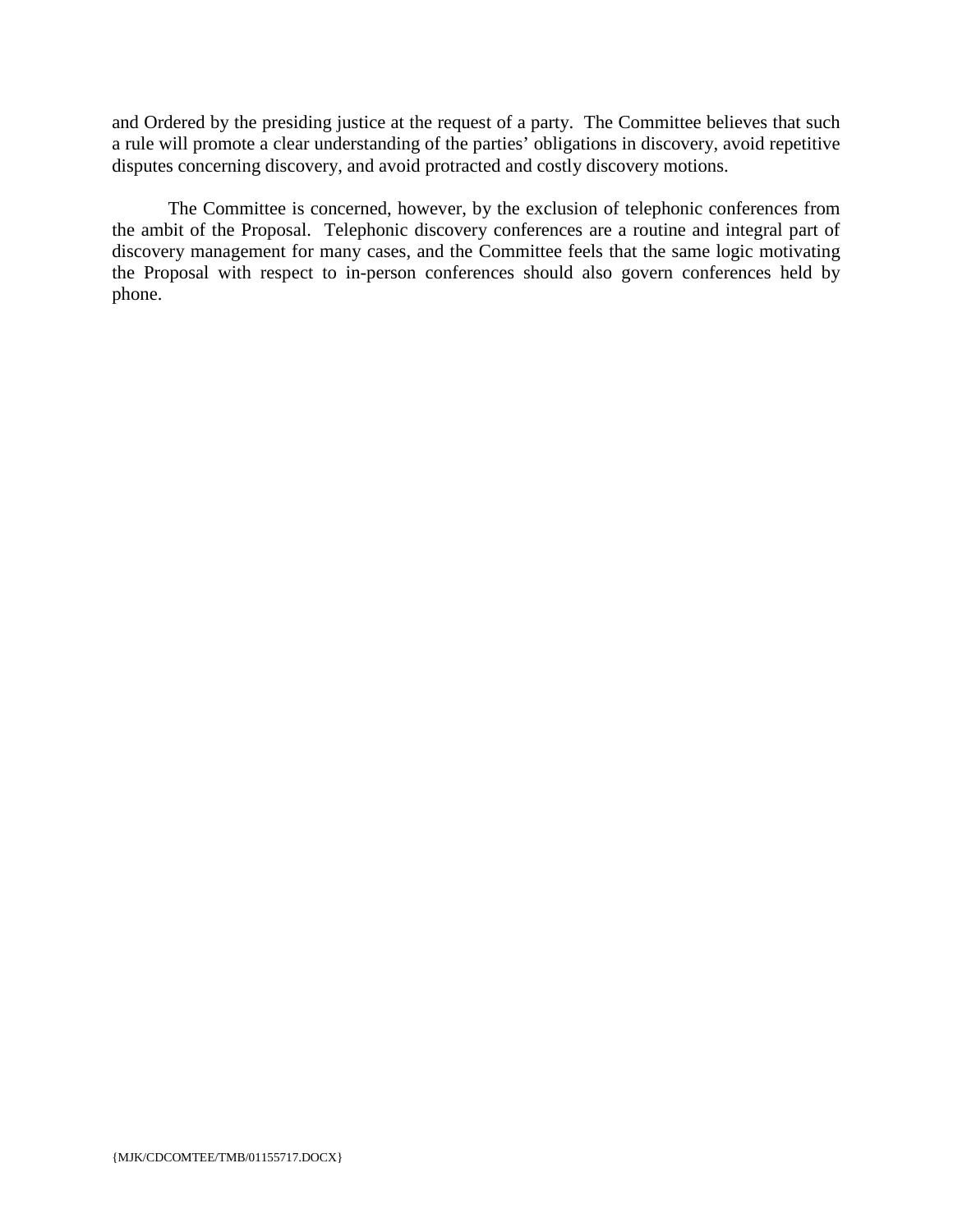and Ordered by the presiding justice at the request of a party. The Committee believes that such a rule will promote a clear understanding of the parties' obligations in discovery, avoid repetitive disputes concerning discovery, and avoid protracted and costly discovery motions.

The Committee is concerned, however, by the exclusion of telephonic conferences from the ambit of the Proposal. Telephonic discovery conferences are a routine and integral part of discovery management for many cases, and the Committee feels that the same logic motivating the Proposal with respect to in-person conferences should also govern conferences held by phone.